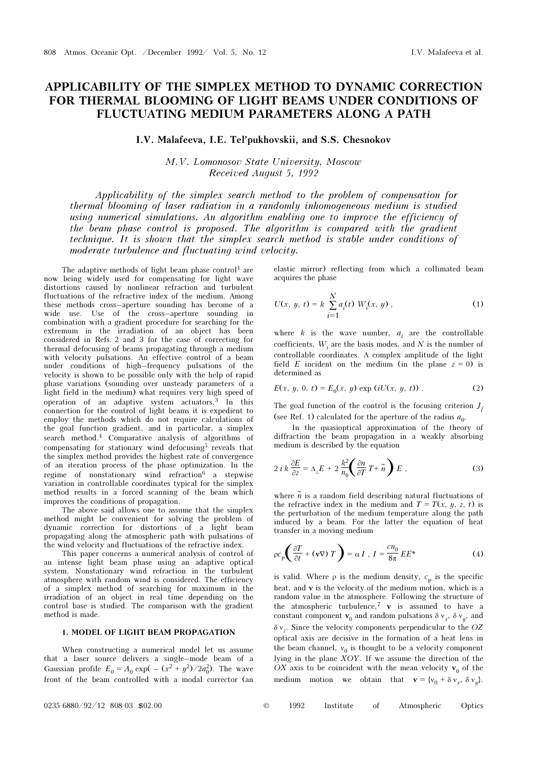# APPLICABILITY OF THE SIMPLEX METHOD TO DYNAMIC CORRECTION FOR THERMAL BLOOMING OF LIGHT BEAMS UNDER CONDITIONS OF FLUCTUATING MEDIUM PARAMETERS ALONG A PATH

**I.V. Malafeeva, I.E. Tel'pukhovskii, and S.S. Chesnokov**

*M.V. Lomonosov State University, Moscow*
*Received August 5, 1992*

*Applicability of the simplex search method to the problem of compensation for thermal blooming of laser radiation in a randomly inhomogeneous medium is studied using numerical simulations. An algorithm enabling one to improve the efficiency of the beam phase control is proposed. The algorithm is compared with the gradient technique. It is shown that the simplex search method is stable under conditions of moderate turbulence and fluctuating wind velocity.*

The adaptive methods of light beam phase control[1] are now being widely used for compensating for light wave distortions caused by nonlinear refraction and turbulent fluctuations of the refractive index of the medium. Among these methods cross–aperture sounding has become of a wide use. Use of the cross–aperture sounding in combination with a gradient procedure for searching for the extremum in the irradiation of an object has been considered in Refs. 2 and 3 for the case of correcting for thermal defocusing of beams propagating through a medium with velocity pulsations. An effective control of a beam under conditions of high–frequency pulsations of the velocity is shown to be possible only with the help of rapid phase variations (sounding over unsteady parameters of a light field in the medium) what requires very high speed of operation of an adaptive system actuators.[3] In this connection for the control of light beams it is expedient to employ the methods which do not require calculations of the goal function gradient, and in particular, a simplex search method.[4] Comparative analysis of algorithms of compensating for stationary wind defocusing[5] reveals that the simplex method provides the highest rate of convergence of an iteration process of the phase optimization. In the regime of nonstationary wind refraction[6] a stepwise variation in controllable coordinates typical for the simplex method results in a forced scanning of the beam which improves the conditions of propagation.

The above said allows one to assume that the simplex method might be convenient for solving the problem of dynamic correction for distortions of a light beam propagating along the atmospheric path with pulsations of the wind velocity and fluctuations of the refractive index.

This paper concerns a numerical analysis of control of an intense light beam phase using an adaptive optical system. Nonstationary wind refraction in the turbulent atmosphere with random wind is considered. The efficiency of a simplex method of searching for maximum in the irradiation of an object in real time depending on the control base is studied. The comparison with the gradient method is made.

## 1. MODEL OF LIGHT BEAM PROPAGATION

When constructing a numerical model let us assume that a laser source delivers a single–mode beam of a Gaussian profile $E_0 = A_0 \exp(-(x^2 + y^2)/2a_0^2)$. The wave front of the beam controlled with a modal corrector (an elastic mirror) reflecting from which a collimated beam acquires the phase

$$U(x, y, t) = k \sum_{i=1}^{N} a_i(t)\, W_i(x, y)\,, \tag{1}$$

where $k$ is the wave number, $a_i$ are the controllable coefficients, $W_i$ are the basis modes, and $N$ is the number of controllable coordinates. A complex amplitude of the light field $E$ incident on the medium (in the plane $z = 0$) is determined as

$$E(x, y, 0, t) = E_0(x, y) \exp(iU(x, y, t))\,. \tag{2}$$

The goal function of the control is the focusing criterion $J_f$ (see Ref. 1) calculated for the aperture of the radius $a_0$.

In the quasioptical approximation of the theory of diffraction the beam propagation in a weakly absorbing medium is described by the equation

$$2\, i\, k \frac{\partial E}{\partial z} = \Delta_{\perp} E + 2 \frac{k^2}{n_0}\left( \frac{\partial n}{\partial T} T + \tilde{n} \right) E\,, \tag{3}$$

where $\tilde{n}$ is a random field describing natural fluctuations of the refractive index in the medium and $T = T(x, y, z, t)$ is the perturbation of the medium temperature along the path induced by a beam. For the latter the equation of heat transfer in a moving medium

$$\rho c_p \left( \frac{\partial T}{\partial t} + (\mathbf{v}\nabla)\, T \right) = \alpha\, I\,,\ I = \frac{c n_0}{8\pi} E E^* \tag{4}$$

is valid. Where $\rho$ is the medium density, $c_p$ is the specific heat, and $\mathbf{v}$ is the velocity of the medium motion, which is a random value in the atmosphere. Following the structure of the atmospheric turbulence,[7] $\mathbf{v}$ is assumed to have a constant component $\mathbf{v}_0$ and random pulsations $\delta v_x$, $\delta v_y$, and $\delta v_z$. Since the velocity components perpendicular to the $OZ$ optical axis are decisive in the formation of a heat lens in the beam channel, $v_0$ is thought to be a velocity component lying in the plane $XOY$. If we assume the direction of the $OX$ axis to be coincident with the mean velocity $\mathbf{v}_0$ of the medium motion we obtain that $\mathbf{v} = \{v_0 + \delta v_x,\ \delta v_y\}$.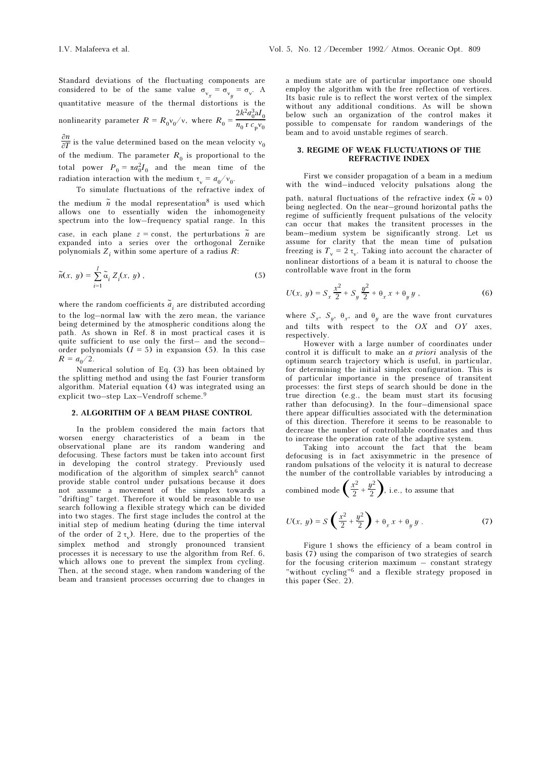Standard deviations of the fluctuating components are considered to be of the same value $\sigma_{v_x} = \sigma_{v_y} = \sigma_v$. A quantitative measure of the thermal distortions is the nonlinearity parameter $R = R_0 v_0 / v$, where $R_0 = \dfrac{2k^2 a_0^3 a I_0}{n_0\, r\, c_p v_0} \dfrac{\partial n}{\partial T}$ is the value determined based on the mean velocity $v_0$ of the medium. The parameter $R_0$ is proportional to the total power $P_0 = \pi a_0^2 I_0$ and the mean time of the radiation interaction with the medium $\tau_v = a_0 / v_0$.

To simulate fluctuations of the refractive index of the medium $\tilde{n}$ the modal representation[8] is used which allows one to essentially widen the inhomogeneity spectrum into the low–frequency spatial range. In this case, in each plane $z = \text{const}$, the perturbations $\tilde{n}$ are expanded into a series over the orthogonal Zernike polynomials $Z_i$ within some aperture of a radius $R$:

$$\tilde{n}(x, y) = \sum_{i=1}^{I} \tilde{\alpha}_i Z_i(x, y) , \tag{5}$$

where the random coefficients $\tilde{a}_i$ are distributed according to the log–normal law with the zero mean, the variance being determined by the atmospheric conditions along the path. As shown in Ref. 8 in most practical cases it is quite sufficient to use only the first– and the second–order polynomials ($I = 5$) in expansion (5). In this case $R = a_0/2$.

Numerical solution of Eq. (3) has been obtained by the splitting method and using the fast Fourier transform algorithm. Material equation (4) was integrated using an explicit two–step Lax–Vendroff scheme.[9]

## 2. ALGORITHM OF A BEAM PHASE CONTROL

In the problem considered the main factors that worsen energy characteristics of a beam in the observational plane are its random wandering and defocusing. These factors must be taken into account first in developing the control strategy. Previously used modification of the algorithm of simplex search[6] cannot provide stable control under pulsations because it does not assume a movement of the simplex towards a "drifting" target. Therefore it would be reasonable to use search following a flexible strategy which can be divided into two stages. The first stage includes the control at the initial step of medium heating (during the time interval of the order of $2\,\tau_v$). Here, due to the properties of the simplex method and strongly pronounced transient processes it is necessary to use the algorithm from Ref. 6, which allows one to prevent the simplex from cycling. Then, at the second stage, when random wandering of the beam and transient processes occurring due to changes in a medium state are of particular importance one should employ the algorithm with the free reflection of vertices. Its basic rule is to reflect the worst vertex of the simplex without any additional conditions. As will be shown below such an organization of the control makes it possible to compensate for random wanderings of the beam and to avoid unstable regimes of search.

## 3. REGIME OF WEAK FLUCTUATIONS OF THE REFRACTIVE INDEX

First we consider propagation of a beam in a medium with the wind–induced velocity pulsations along the path, natural fluctuations of the refractive index ($\tilde{n} \approx 0$) being neglected. On the near–ground horizontal paths the regime of sufficiently frequent pulsations of the velocity can occur that makes the transitent processes in the beam–medium system be significantly strong. Let us assume for clarity that the mean time of pulsation freezing is $T_v = 2\,\tau_v$. Taking into account the character of nonlinear distortions of a beam it is natural to choose the controllable wave front in the form

$$U(x, y) = S_x \frac{x^2}{2} + S_y \frac{y^2}{2} + \theta_x x + \theta_y y , \tag{6}$$

where $S_x$, $S_y$, $\theta_x$, and $\theta_y$ are the wave front curvatures and tilts with respect to the $OX$ and $OY$ axes, respectively.

However with a large number of coordinates under control it is difficult to make an *a priori* analysis of the optimum search trajectory which is useful, in particular, for determining the initial simplex configuration. This is of particular importance in the presence of transitent processes: the first steps of search should be done in the true direction (e.g., the beam must start its focusing rather than defocusing). In the four–dimensional space there appear difficulties associated with the determination of this direction. Therefore it seems to be reasonable to decrease the number of controllable coordinates and thus to increase the operation rate of the adaptive system.

Taking into account the fact that the beam defocusing is in fact axisymmetric in the presence of random pulsations of the velocity it is natural to decrease the number of the controllable variables by introducing a combined mode $\left(\dfrac{x^2}{2} + \dfrac{y^2}{2}\right)$, i.e., to assume that

$$U(x, y) = S \left(\frac{x^2}{2} + \frac{y^2}{2}\right) + \theta_x x + \theta_y y . \tag{7}$$

Figure 1 shows the efficiency of a beam control in basis (7) using the comparison of two strategies of search for the focusing criterion maximum – constant strategy "without cycling"[6] and a flexible strategy proposed in this paper (Sec. 2).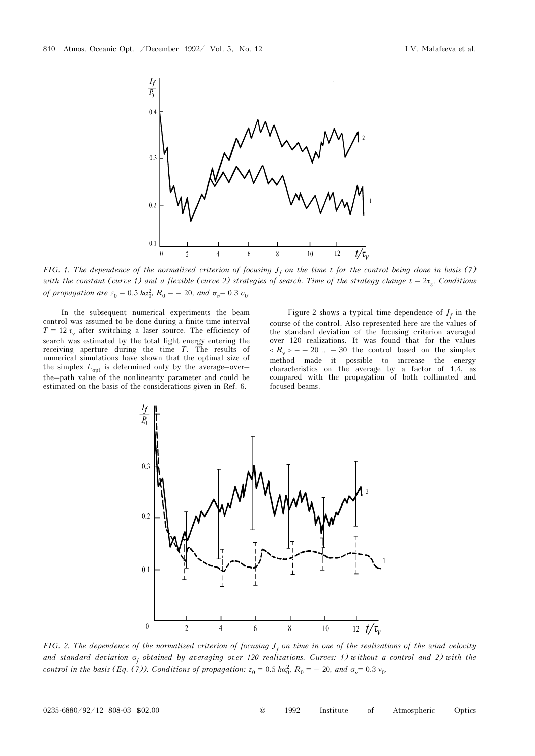FIG. 1. *The dependence of the normalized criterion of focusing $J_f$ on the time $t$ for the control being done in basis (7) with the constant (curve 1) and a flexible (curve 2) strategies of search. Time of the strategy change $t = 2\tau_v$. Conditions of propagation are $z_0 = 0.5\, k a_0^2$, $R_0 = -20$, and $\sigma_v = 0.3\, v_0$.*

In the subsequent numerical experiments the beam control was assumed to be done during a finite time interval $T = 12\,\tau_v$ after switching a laser source. The efficiency of search was estimated by the total light energy entering the receiving aperture during the time $T$. The results of numerical simulations have shown that the optimal size of the simplex $L_{opt}$ is determined only by the average–over–the–path value of the nonlinearity parameter and could be estimated on the basis of the considerations given in Ref. 6.

Figure 2 shows a typical time dependence of $J_f$ in the course of the control. Also represented here are the values of the standard deviation of the focusing criterion averaged over 120 realizations. It was found that for the values $\langle R_v \rangle = -20 \ldots -30$ the control based on the simplex method made it possible to increase the energy characteristics on the average by a factor of 1.4, as compared with the propagation of both collimated and focused beams.

FIG. 2. *The dependence of the normalized criterion of focusing $J_f$ on time in one of the realizations of the wind velocity and standard deviation $\sigma_j$ obtained by averaging over 120 realizations. Curves: 1) without a control and 2) with the control in the basis (Eq. (7)). Conditions of propagation: $z_0 = 0.5\, k a_0^2$, $R_0 = -20$, and $\sigma_v = 0.3\, v_0$.*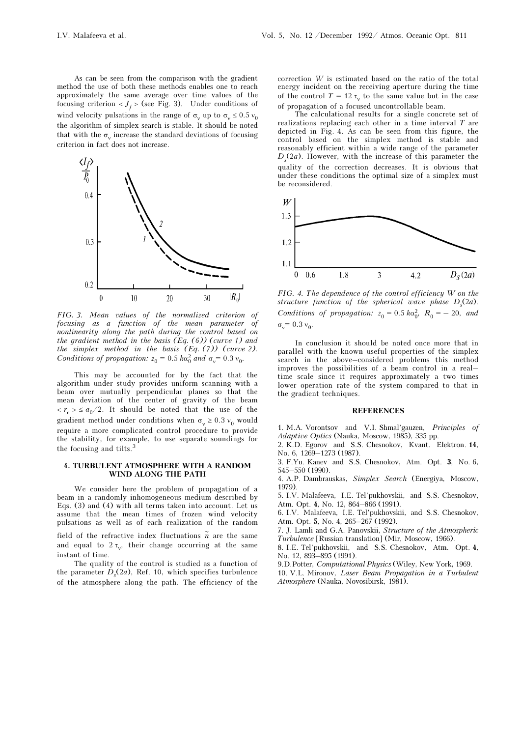As can be seen from the comparison with the gradient method the use of both these methods enables one to reach approximately the same average over time values of the focusing criterion $< J_f >$ (see Fig. 3). Under conditions of wind velocity pulsations in the range of $\sigma_v$ up to $\sigma_v \le 0.5\, v_0$ the algorithm of simplex search is stable. It should be noted that with the $\sigma_v$ increase the standard deviations of focusing criterion in fact does not increase.

$\langle I_f \rangle / P_0$

0.4

0.3

0.2

2

1

0

10

20

30

$|R_0|$

*FIG. 3. Mean values of the normalized criterion of focusing as a function of the mean parameter of nonlinearity along the path during the control based on the gradient method in the basis (Eq. (6)) (curve 1) and the simplex method in the basis (Eq. (7)) (curve 2). Conditions of propagation: $z_0 = 0.5\, k a_0^2$ and $\sigma_v = 0.3\, v_0$.*

This may be accounted for by the fact that the algorithm under study provides uniform scanning with a beam over mutually perpendicular planes so that the mean deviation of the center of gravity of the beam $< r_c > \le a_0/2$. It should be noted that the use of the gradient method under conditions when $\sigma_v \ge 0.3\, v_0$ would require a more complicated control procedure to provide the stability, for example, to use separate soundings for the focusing and tilts.[3]

## 4. TURBULENT ATMOSPHERE WITH A RANDOM WIND ALONG THE PATH

We consider here the problem of propagation of a beam in a randomly inhomogeneous medium described by Eqs. (3) and (4) with all terms taken into account. Let us assume that the mean times of frozen wind velocity pulsations as well as of each realization of the random field of the refractive index fluctuations $\tilde{n}$ are the same and equal to $2\,\tau_v$, their change occurring at the same instant of time.

The quality of the control is studied as a function of the parameter $D_s(2a)$, Ref. 10, which specifies turbulence of the atmosphere along the path. The efficiency of the correction $W$ is estimated based on the ratio of the total energy incident on the receiving aperture during the time of the control $T = 12\,\tau_v$ to the same value but in the case of propagation of a focused uncontrollable beam.

The calculational results for a single concrete set of realizations replacing each other in a time interval $T$ are depicted in Fig. 4. As can be seen from this figure, the control based on the simplex method is stable and reasonably efficient within a wide range of the parameter $D_s(2a)$. However, with the increase of this parameter the quality of the correction decreases. It is obvious that under these conditions the optimal size of a simplex must be reconsidered.

$W$

1.3

1.2

1.1

0

0.6

1.8

3

4.2

$D_S(2a)$

*FIG. 4. The dependence of the control efficiency $W$ on the structure function of the spherical wave phase $D_s(2a)$. Conditions of propagation: $z_0 = 0.5\, k a_0^2$, $R_0 = -20$, and $\sigma_v = 0.3\, v_0$.*

In conclusion it should be noted once more that in parallel with the known useful properties of the simplex search in the above–considered problems this method improves the possibilities of a beam control in a real–time scale since it requires approximately a two times lower operation rate of the system compared to that in the gradient techniques.

## REFERENCES

1. M.A. Vorontsov and V.I. Shmal'gauzen, *Principles of Adaptive Optics* (Nauka, Moscow, 1985), 335 pp.
2. K.D. Egorov and S.S. Chesnokov, Kvant. Elektron. **14**, No. 6, 1269–1273 (1987).
3. F.Yu. Kanev and S.S. Chesnokov, Atm. Opt. **3**, No. 6, 545–550 (1990).
4. A.P. Dambrauskas, *Simplex Search* (Energiya, Moscow, 1979).
5. I.V. Malafeeva, I.E. Tel'pukhovskii, and S.S. Chesnokov, Atm. Opt. **4**, No. 12, 864–866 (1991).
6. I.V. Malafeeva, I.E. Tel'pukhovskii, and S.S. Chesnokov, Atm. Opt. **5**, No. 4, 265–267 (1992).
7. J. Lamli and G.A. Panovskii, *Structure of the Atmospheric Turbulence* [Russian translation] (Mir, Moscow, 1966).
8. I.E. Tel'pukhovskii, and S.S. Chesnokov, Atm. Opt. **4**, No. 12, 893–895 (1991).
9. D.Potter, *Computational Physics* (Wiley, New York, 1969.
10. V.L. Mironov, *Laser Beam Propagation in a Turbulent Atmosphere* (Nauka, Novosibirsk, 1981).